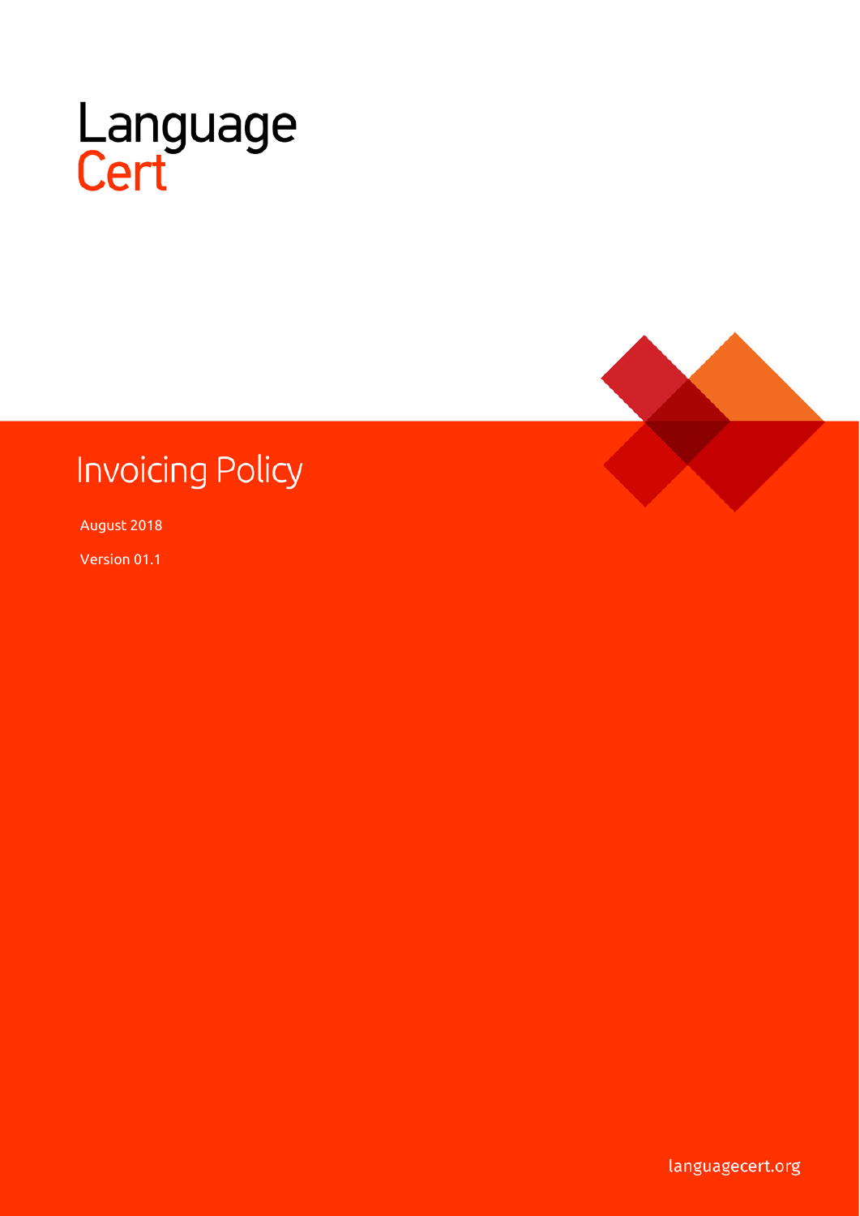LanguageCert

# Invoicing Policy

August 2018

Version 01.1

languagecert.org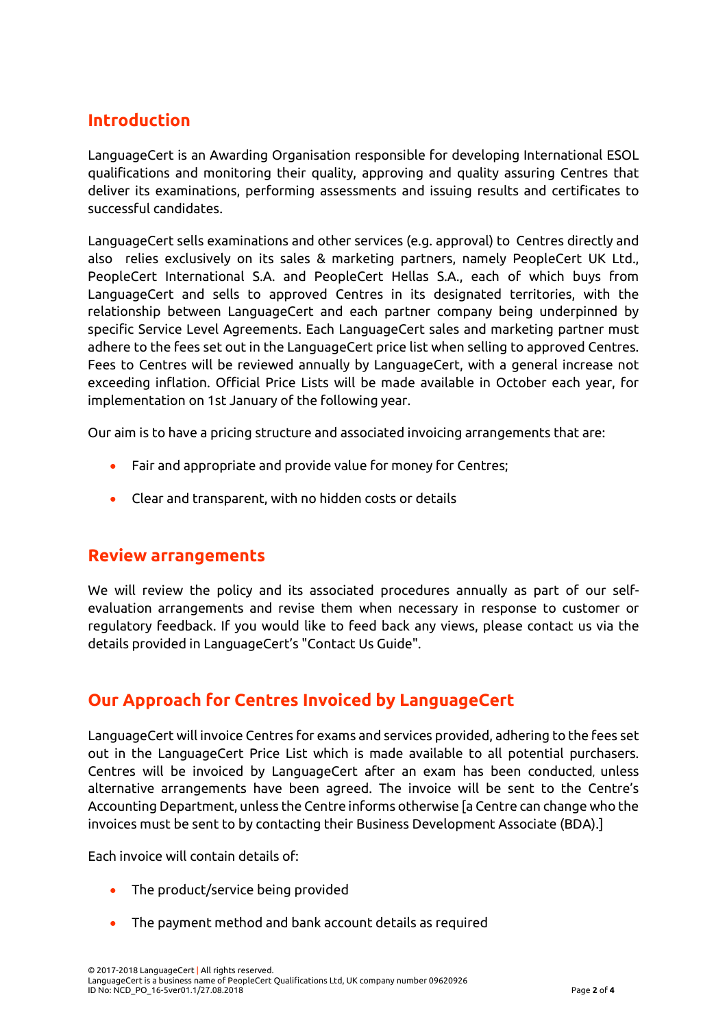## Introduction

LanguageCert is an Awarding Organisation responsible for developing International ESOL qualifications and monitoring their quality, approving and quality assuring Centres that deliver its examinations, performing assessments and issuing results and certificates to successful candidates.

LanguageCert sells examinations and other services (e.g. approval) to Centres directly and also relies exclusively on its sales & marketing partners, namely PeopleCert UK Ltd., PeopleCert International S.A. and PeopleCert Hellas S.A., each of which buys from LanguageCert and sells to approved Centres in its designated territories, with the relationship between LanguageCert and each partner company being underpinned by specific Service Level Agreements. Each LanguageCert sales and marketing partner must adhere to the fees set out in the LanguageCert price list when selling to approved Centres. Fees to Centres will be reviewed annually by LanguageCert, with a general increase not exceeding inflation. Official Price Lists will be made available in October each year, for implementation on 1st January of the following year.

Our aim is to have a pricing structure and associated invoicing arrangements that are:

- Fair and appropriate and provide value for money for Centres;
- Clear and transparent, with no hidden costs or details

## Review arrangements

We will review the policy and its associated procedures annually as part of our self-evaluation arrangements and revise them when necessary in response to customer or regulatory feedback. If you would like to feed back any views, please contact us via the details provided in LanguageCert's "Contact Us Guide".

## Our Approach for Centres Invoiced by LanguageCert

LanguageCert will invoice Centres for exams and services provided, adhering to the fees set out in the LanguageCert Price List which is made available to all potential purchasers. Centres will be invoiced by LanguageCert after an exam has been conducted, unless alternative arrangements have been agreed. The invoice will be sent to the Centre's Accounting Department, unless the Centre informs otherwise [a Centre can change who the invoices must be sent to by contacting their Business Development Associate (BDA).]

Each invoice will contain details of:

- The product/service being provided
- The payment method and bank account details as required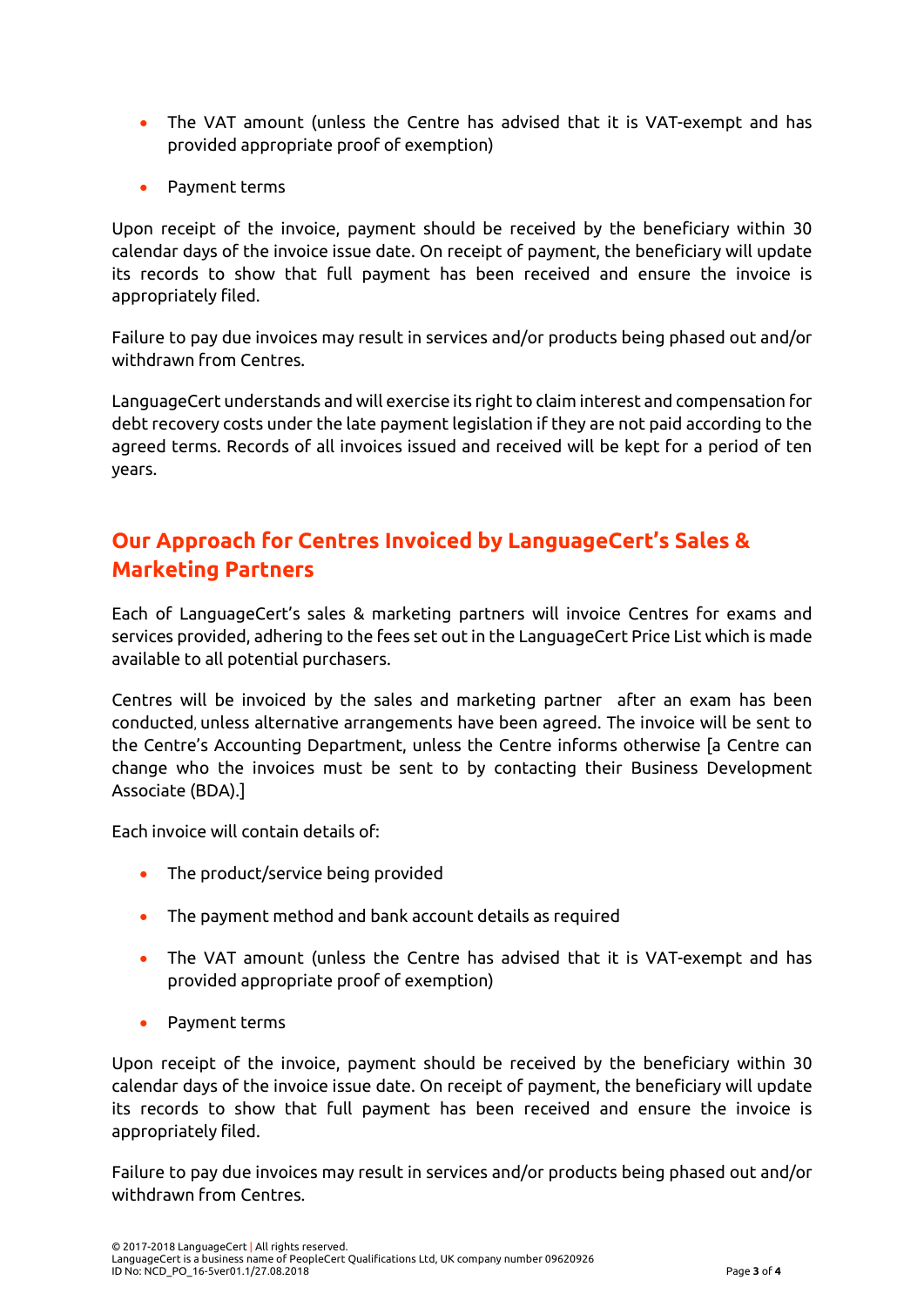- The VAT amount (unless the Centre has advised that it is VAT-exempt and has provided appropriate proof of exemption)
- Payment terms

Upon receipt of the invoice, payment should be received by the beneficiary within 30 calendar days of the invoice issue date. On receipt of payment, the beneficiary will update its records to show that full payment has been received and ensure the invoice is appropriately filed.

Failure to pay due invoices may result in services and/or products being phased out and/or withdrawn from Centres.

LanguageCert understands and will exercise its right to claim interest and compensation for debt recovery costs under the late payment legislation if they are not paid according to the agreed terms. Records of all invoices issued and received will be kept for a period of ten years.

## Our Approach for Centres Invoiced by LanguageCert's Sales & Marketing Partners

Each of LanguageCert's sales & marketing partners will invoice Centres for exams and services provided, adhering to the fees set out in the LanguageCert Price List which is made available to all potential purchasers.

Centres will be invoiced by the sales and marketing partner after an exam has been conducted, unless alternative arrangements have been agreed. The invoice will be sent to the Centre's Accounting Department, unless the Centre informs otherwise [a Centre can change who the invoices must be sent to by contacting their Business Development Associate (BDA).]

Each invoice will contain details of:

- The product/service being provided
- The payment method and bank account details as required
- The VAT amount (unless the Centre has advised that it is VAT-exempt and has provided appropriate proof of exemption)
- Payment terms

Upon receipt of the invoice, payment should be received by the beneficiary within 30 calendar days of the invoice issue date. On receipt of payment, the beneficiary will update its records to show that full payment has been received and ensure the invoice is appropriately filed.

Failure to pay due invoices may result in services and/or products being phased out and/or withdrawn from Centres.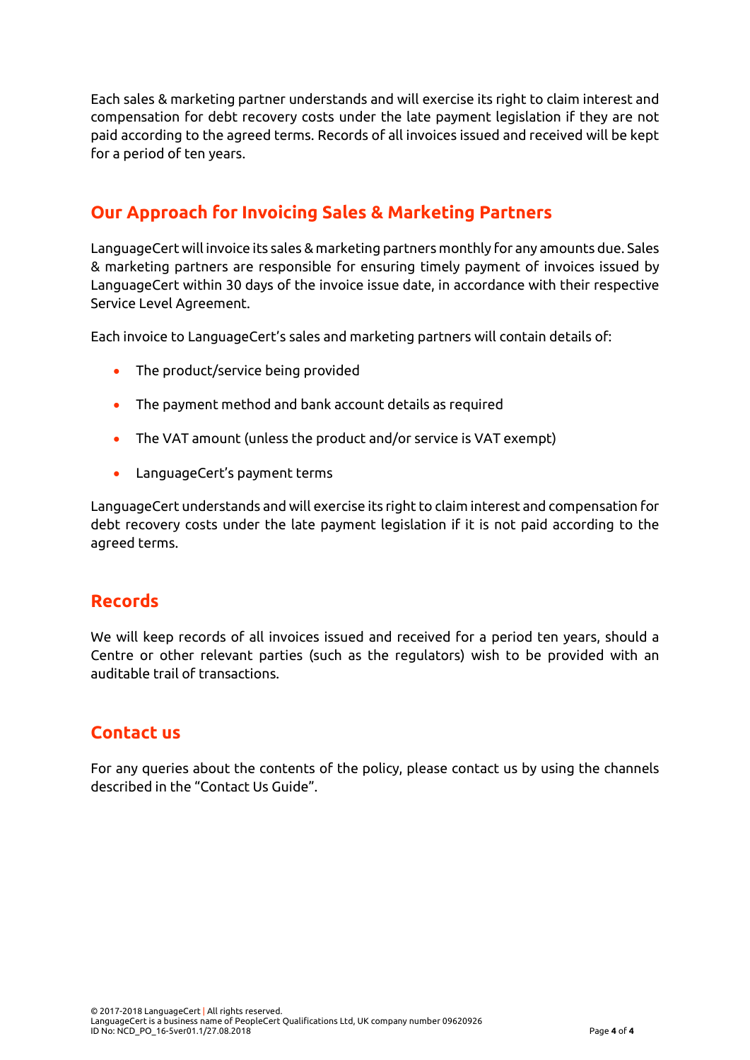Each sales & marketing partner understands and will exercise its right to claim interest and compensation for debt recovery costs under the late payment legislation if they are not paid according to the agreed terms. Records of all invoices issued and received will be kept for a period of ten years.

## Our Approach for Invoicing Sales & Marketing Partners

LanguageCert will invoice its sales & marketing partners monthly for any amounts due. Sales & marketing partners are responsible for ensuring timely payment of invoices issued by LanguageCert within 30 days of the invoice issue date, in accordance with their respective Service Level Agreement.

Each invoice to LanguageCert's sales and marketing partners will contain details of:

- The product/service being provided
- The payment method and bank account details as required
- The VAT amount (unless the product and/or service is VAT exempt)
- LanguageCert's payment terms

LanguageCert understands and will exercise its right to claim interest and compensation for debt recovery costs under the late payment legislation if it is not paid according to the agreed terms.

## Records

We will keep records of all invoices issued and received for a period ten years, should a Centre or other relevant parties (such as the regulators) wish to be provided with an auditable trail of transactions.

## Contact us

For any queries about the contents of the policy, please contact us by using the channels described in the "Contact Us Guide".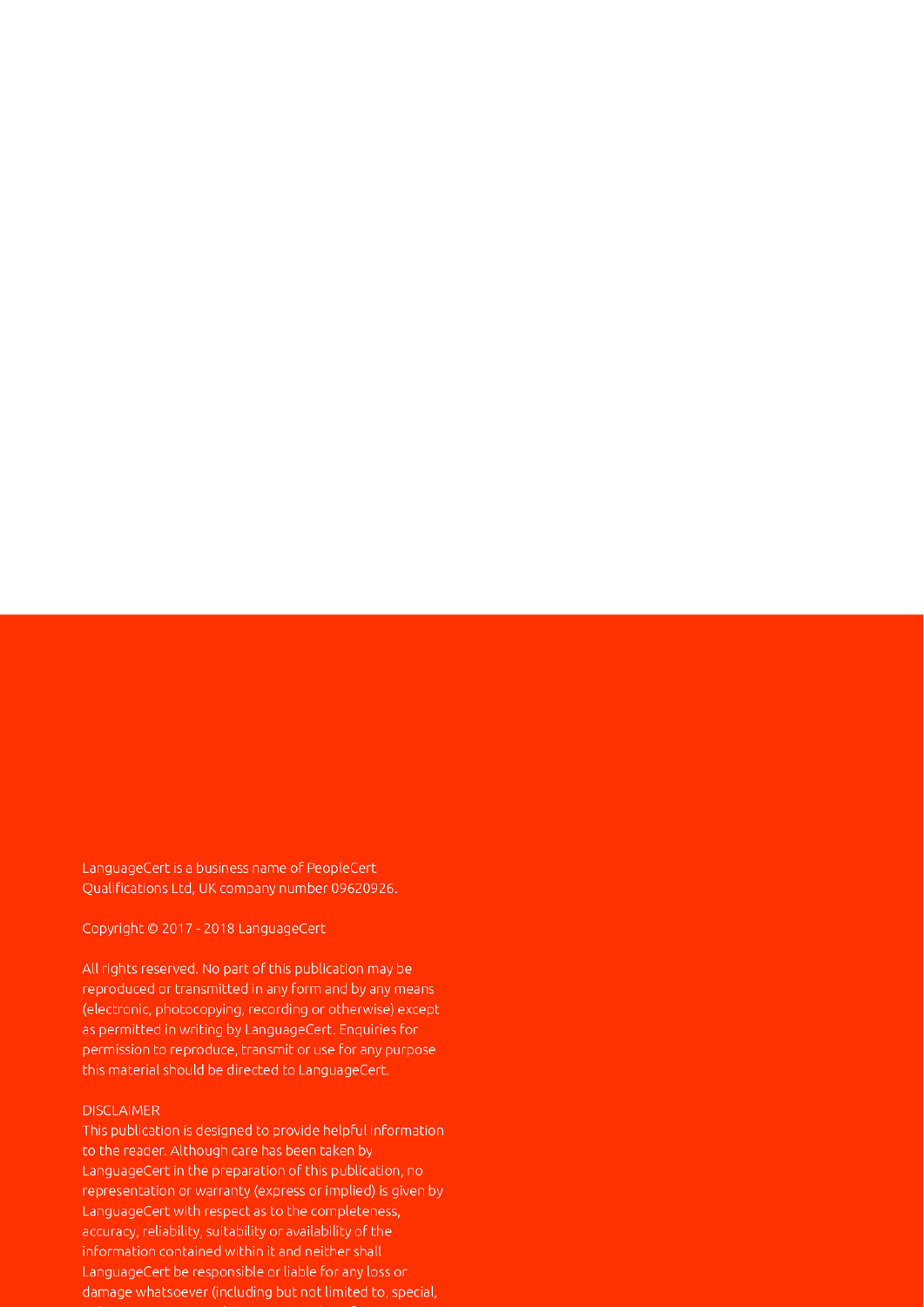LanguageCert is a business name of PeopleCert Qualifications Ltd, UK company number 09620926.

Copyright © 2017 - 2018 LanguageCert

All rights reserved. No part of this publication may be reproduced or transmitted in any form and by any means (electronic, photocopying, recording or otherwise) except as permitted in writing by LanguageCert. Enquiries for permission to reproduce, transmit or use for any purpose this material should be directed to LanguageCert.

DISCLAIMER

This publication is designed to provide helpful information to the reader. Although care has been taken by LanguageCert in the preparation of this publication, no representation or warranty (express or implied) is given by LanguageCert with respect as to the completeness, accuracy, reliability, suitability or availability of the information contained within it and neither shall LanguageCert be responsible or liable for any loss or damage whatsoever (including but not limited to, special,